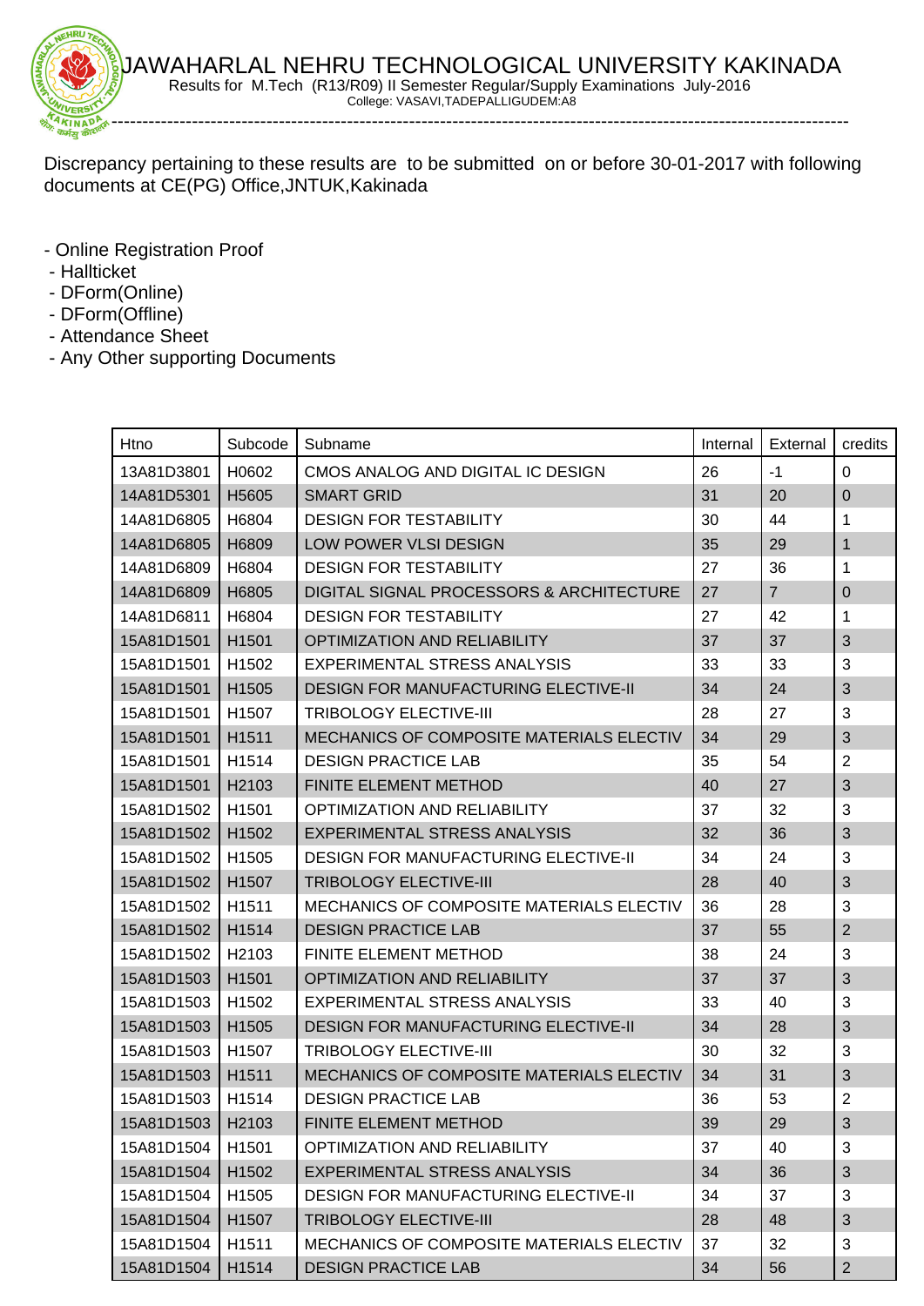# JAWAHARLAL NEHRU TECHNOLOGICAL UNIVERSITY KAKINADA

Results for M.Tech (R13/R09) II Semester Regular/Supply Examinations July-2016

College: VASAVI,TADEPALLIGUDEM:A8

Discrepancy pertaining to these results are to be submitted on or before 30-01-2017 with following documents at CE(PG) Office,JNTUK,Kakinada

- Online Registration Proof
- Hallticket
- DForm(Online)
- DForm(Offline)
- Attendance Sheet
- Any Other supporting Documents

| Htno | Subcode | Subname | Internal | External | credits |
|---|---|---|---|---|---|
| 13A81D3801 | H0602 | CMOS ANALOG AND DIGITAL IC DESIGN | 26 | -1 | 0 |
| 14A81D5301 | H5605 | SMART GRID | 31 | 20 | 0 |
| 14A81D6805 | H6804 | DESIGN FOR TESTABILITY | 30 | 44 | 1 |
| 14A81D6805 | H6809 | LOW POWER VLSI DESIGN | 35 | 29 | 1 |
| 14A81D6809 | H6804 | DESIGN FOR TESTABILITY | 27 | 36 | 1 |
| 14A81D6809 | H6805 | DIGITAL SIGNAL PROCESSORS & ARCHITECTURE | 27 | 7 | 0 |
| 14A81D6811 | H6804 | DESIGN FOR TESTABILITY | 27 | 42 | 1 |
| 15A81D1501 | H1501 | OPTIMIZATION AND RELIABILITY | 37 | 37 | 3 |
| 15A81D1501 | H1502 | EXPERIMENTAL STRESS ANALYSIS | 33 | 33 | 3 |
| 15A81D1501 | H1505 | DESIGN FOR MANUFACTURING ELECTIVE-II | 34 | 24 | 3 |
| 15A81D1501 | H1507 | TRIBOLOGY ELECTIVE-III | 28 | 27 | 3 |
| 15A81D1501 | H1511 | MECHANICS OF COMPOSITE MATERIALS ELECTIV | 34 | 29 | 3 |
| 15A81D1501 | H1514 | DESIGN PRACTICE LAB | 35 | 54 | 2 |
| 15A81D1501 | H2103 | FINITE ELEMENT METHOD | 40 | 27 | 3 |
| 15A81D1502 | H1501 | OPTIMIZATION AND RELIABILITY | 37 | 32 | 3 |
| 15A81D1502 | H1502 | EXPERIMENTAL STRESS ANALYSIS | 32 | 36 | 3 |
| 15A81D1502 | H1505 | DESIGN FOR MANUFACTURING ELECTIVE-II | 34 | 24 | 3 |
| 15A81D1502 | H1507 | TRIBOLOGY ELECTIVE-III | 28 | 40 | 3 |
| 15A81D1502 | H1511 | MECHANICS OF COMPOSITE MATERIALS ELECTIV | 36 | 28 | 3 |
| 15A81D1502 | H1514 | DESIGN PRACTICE LAB | 37 | 55 | 2 |
| 15A81D1502 | H2103 | FINITE ELEMENT METHOD | 38 | 24 | 3 |
| 15A81D1503 | H1501 | OPTIMIZATION AND RELIABILITY | 37 | 37 | 3 |
| 15A81D1503 | H1502 | EXPERIMENTAL STRESS ANALYSIS | 33 | 40 | 3 |
| 15A81D1503 | H1505 | DESIGN FOR MANUFACTURING ELECTIVE-II | 34 | 28 | 3 |
| 15A81D1503 | H1507 | TRIBOLOGY ELECTIVE-III | 30 | 32 | 3 |
| 15A81D1503 | H1511 | MECHANICS OF COMPOSITE MATERIALS ELECTIV | 34 | 31 | 3 |
| 15A81D1503 | H1514 | DESIGN PRACTICE LAB | 36 | 53 | 2 |
| 15A81D1503 | H2103 | FINITE ELEMENT METHOD | 39 | 29 | 3 |
| 15A81D1504 | H1501 | OPTIMIZATION AND RELIABILITY | 37 | 40 | 3 |
| 15A81D1504 | H1502 | EXPERIMENTAL STRESS ANALYSIS | 34 | 36 | 3 |
| 15A81D1504 | H1505 | DESIGN FOR MANUFACTURING ELECTIVE-II | 34 | 37 | 3 |
| 15A81D1504 | H1507 | TRIBOLOGY ELECTIVE-III | 28 | 48 | 3 |
| 15A81D1504 | H1511 | MECHANICS OF COMPOSITE MATERIALS ELECTIV | 37 | 32 | 3 |
| 15A81D1504 | H1514 | DESIGN PRACTICE LAB | 34 | 56 | 2 |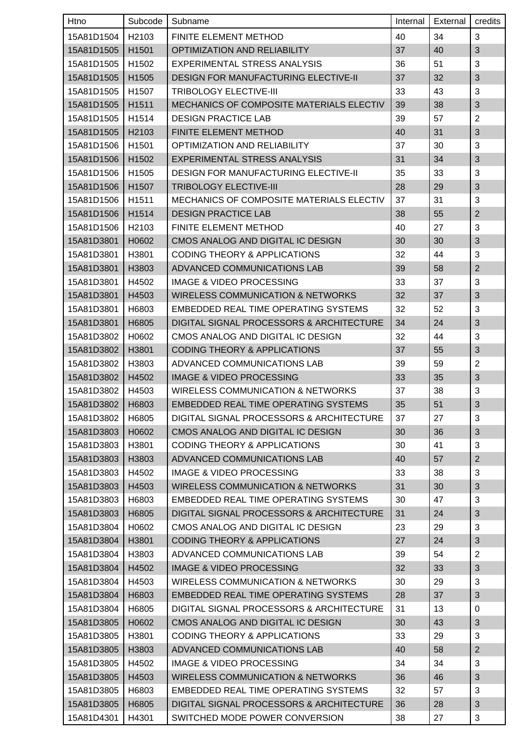| Htno | Subcode | Subname | Internal | External | credits |
| --- | --- | --- | --- | --- | --- |
| 15A81D1504 | H2103 | FINITE ELEMENT METHOD | 40 | 34 | 3 |
| 15A81D1505 | H1501 | OPTIMIZATION AND RELIABILITY | 37 | 40 | 3 |
| 15A81D1505 | H1502 | EXPERIMENTAL STRESS ANALYSIS | 36 | 51 | 3 |
| 15A81D1505 | H1505 | DESIGN FOR MANUFACTURING ELECTIVE-II | 37 | 32 | 3 |
| 15A81D1505 | H1507 | TRIBOLOGY ELECTIVE-III | 33 | 43 | 3 |
| 15A81D1505 | H1511 | MECHANICS OF COMPOSITE MATERIALS ELECTIV | 39 | 38 | 3 |
| 15A81D1505 | H1514 | DESIGN PRACTICE LAB | 39 | 57 | 2 |
| 15A81D1505 | H2103 | FINITE ELEMENT METHOD | 40 | 31 | 3 |
| 15A81D1506 | H1501 | OPTIMIZATION AND RELIABILITY | 37 | 30 | 3 |
| 15A81D1506 | H1502 | EXPERIMENTAL STRESS ANALYSIS | 31 | 34 | 3 |
| 15A81D1506 | H1505 | DESIGN FOR MANUFACTURING ELECTIVE-II | 35 | 33 | 3 |
| 15A81D1506 | H1507 | TRIBOLOGY ELECTIVE-III | 28 | 29 | 3 |
| 15A81D1506 | H1511 | MECHANICS OF COMPOSITE MATERIALS ELECTIV | 37 | 31 | 3 |
| 15A81D1506 | H1514 | DESIGN PRACTICE LAB | 38 | 55 | 2 |
| 15A81D1506 | H2103 | FINITE ELEMENT METHOD | 40 | 27 | 3 |
| 15A81D3801 | H0602 | CMOS ANALOG AND DIGITAL IC DESIGN | 30 | 30 | 3 |
| 15A81D3801 | H3801 | CODING THEORY & APPLICATIONS | 32 | 44 | 3 |
| 15A81D3801 | H3803 | ADVANCED COMMUNICATIONS LAB | 39 | 58 | 2 |
| 15A81D3801 | H4502 | IMAGE & VIDEO PROCESSING | 33 | 37 | 3 |
| 15A81D3801 | H4503 | WIRELESS COMMUNICATION & NETWORKS | 32 | 37 | 3 |
| 15A81D3801 | H6803 | EMBEDDED REAL TIME OPERATING SYSTEMS | 32 | 52 | 3 |
| 15A81D3801 | H6805 | DIGITAL SIGNAL PROCESSORS & ARCHITECTURE | 34 | 24 | 3 |
| 15A81D3802 | H0602 | CMOS ANALOG AND DIGITAL IC DESIGN | 32 | 44 | 3 |
| 15A81D3802 | H3801 | CODING THEORY & APPLICATIONS | 37 | 55 | 3 |
| 15A81D3802 | H3803 | ADVANCED COMMUNICATIONS LAB | 39 | 59 | 2 |
| 15A81D3802 | H4502 | IMAGE & VIDEO PROCESSING | 33 | 35 | 3 |
| 15A81D3802 | H4503 | WIRELESS COMMUNICATION & NETWORKS | 37 | 38 | 3 |
| 15A81D3802 | H6803 | EMBEDDED REAL TIME OPERATING SYSTEMS | 35 | 51 | 3 |
| 15A81D3802 | H6805 | DIGITAL SIGNAL PROCESSORS & ARCHITECTURE | 37 | 27 | 3 |
| 15A81D3803 | H0602 | CMOS ANALOG AND DIGITAL IC DESIGN | 30 | 36 | 3 |
| 15A81D3803 | H3801 | CODING THEORY & APPLICATIONS | 30 | 41 | 3 |
| 15A81D3803 | H3803 | ADVANCED COMMUNICATIONS LAB | 40 | 57 | 2 |
| 15A81D3803 | H4502 | IMAGE & VIDEO PROCESSING | 33 | 38 | 3 |
| 15A81D3803 | H4503 | WIRELESS COMMUNICATION & NETWORKS | 31 | 30 | 3 |
| 15A81D3803 | H6803 | EMBEDDED REAL TIME OPERATING SYSTEMS | 30 | 47 | 3 |
| 15A81D3803 | H6805 | DIGITAL SIGNAL PROCESSORS & ARCHITECTURE | 31 | 24 | 3 |
| 15A81D3804 | H0602 | CMOS ANALOG AND DIGITAL IC DESIGN | 23 | 29 | 3 |
| 15A81D3804 | H3801 | CODING THEORY & APPLICATIONS | 27 | 24 | 3 |
| 15A81D3804 | H3803 | ADVANCED COMMUNICATIONS LAB | 39 | 54 | 2 |
| 15A81D3804 | H4502 | IMAGE & VIDEO PROCESSING | 32 | 33 | 3 |
| 15A81D3804 | H4503 | WIRELESS COMMUNICATION & NETWORKS | 30 | 29 | 3 |
| 15A81D3804 | H6803 | EMBEDDED REAL TIME OPERATING SYSTEMS | 28 | 37 | 3 |
| 15A81D3804 | H6805 | DIGITAL SIGNAL PROCESSORS & ARCHITECTURE | 31 | 13 | 0 |
| 15A81D3805 | H0602 | CMOS ANALOG AND DIGITAL IC DESIGN | 30 | 43 | 3 |
| 15A81D3805 | H3801 | CODING THEORY & APPLICATIONS | 33 | 29 | 3 |
| 15A81D3805 | H3803 | ADVANCED COMMUNICATIONS LAB | 40 | 58 | 2 |
| 15A81D3805 | H4502 | IMAGE & VIDEO PROCESSING | 34 | 34 | 3 |
| 15A81D3805 | H4503 | WIRELESS COMMUNICATION & NETWORKS | 36 | 46 | 3 |
| 15A81D3805 | H6803 | EMBEDDED REAL TIME OPERATING SYSTEMS | 32 | 57 | 3 |
| 15A81D3805 | H6805 | DIGITAL SIGNAL PROCESSORS & ARCHITECTURE | 36 | 28 | 3 |
| 15A81D4301 | H4301 | SWITCHED MODE POWER CONVERSION | 38 | 27 | 3 |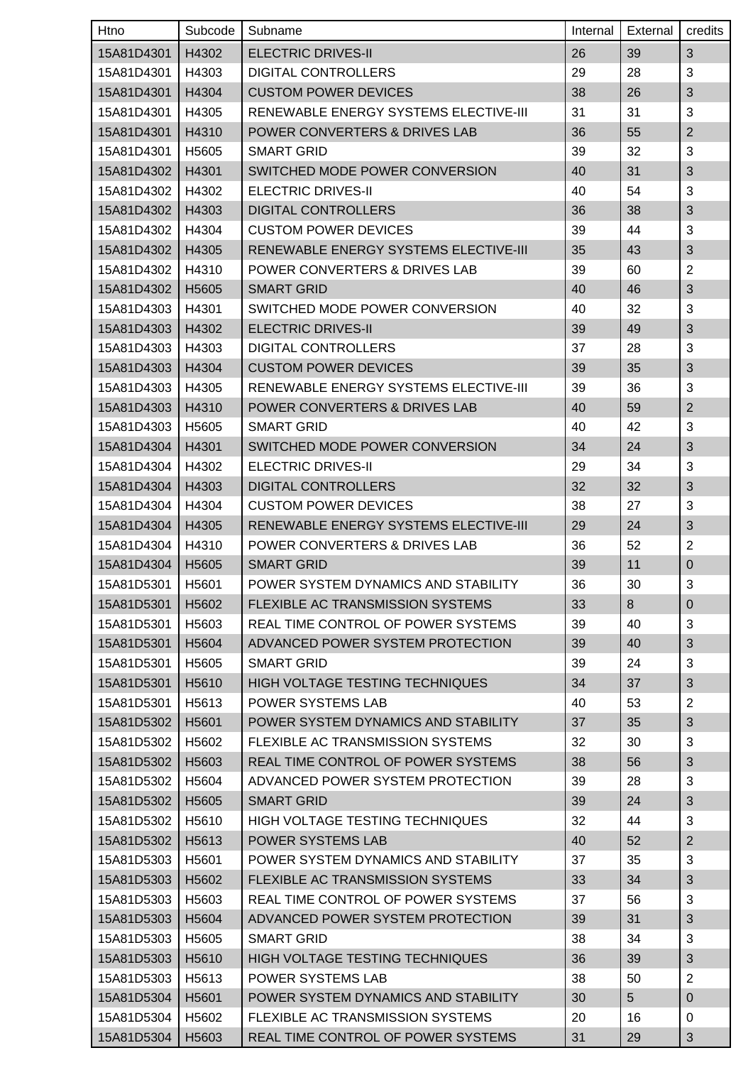| Htno | Subcode | Subname | Internal | External | credits |
|---|---|---|---|---|---|
| 15A81D4301 | H4302 | ELECTRIC DRIVES-II | 26 | 39 | 3 |
| 15A81D4301 | H4303 | DIGITAL CONTROLLERS | 29 | 28 | 3 |
| 15A81D4301 | H4304 | CUSTOM POWER DEVICES | 38 | 26 | 3 |
| 15A81D4301 | H4305 | RENEWABLE ENERGY SYSTEMS ELECTIVE-III | 31 | 31 | 3 |
| 15A81D4301 | H4310 | POWER CONVERTERS & DRIVES LAB | 36 | 55 | 2 |
| 15A81D4301 | H5605 | SMART GRID | 39 | 32 | 3 |
| 15A81D4302 | H4301 | SWITCHED MODE POWER CONVERSION | 40 | 31 | 3 |
| 15A81D4302 | H4302 | ELECTRIC DRIVES-II | 40 | 54 | 3 |
| 15A81D4302 | H4303 | DIGITAL CONTROLLERS | 36 | 38 | 3 |
| 15A81D4302 | H4304 | CUSTOM POWER DEVICES | 39 | 44 | 3 |
| 15A81D4302 | H4305 | RENEWABLE ENERGY SYSTEMS ELECTIVE-III | 35 | 43 | 3 |
| 15A81D4302 | H4310 | POWER CONVERTERS & DRIVES LAB | 39 | 60 | 2 |
| 15A81D4302 | H5605 | SMART GRID | 40 | 46 | 3 |
| 15A81D4303 | H4301 | SWITCHED MODE POWER CONVERSION | 40 | 32 | 3 |
| 15A81D4303 | H4302 | ELECTRIC DRIVES-II | 39 | 49 | 3 |
| 15A81D4303 | H4303 | DIGITAL CONTROLLERS | 37 | 28 | 3 |
| 15A81D4303 | H4304 | CUSTOM POWER DEVICES | 39 | 35 | 3 |
| 15A81D4303 | H4305 | RENEWABLE ENERGY SYSTEMS ELECTIVE-III | 39 | 36 | 3 |
| 15A81D4303 | H4310 | POWER CONVERTERS & DRIVES LAB | 40 | 59 | 2 |
| 15A81D4303 | H5605 | SMART GRID | 40 | 42 | 3 |
| 15A81D4304 | H4301 | SWITCHED MODE POWER CONVERSION | 34 | 24 | 3 |
| 15A81D4304 | H4302 | ELECTRIC DRIVES-II | 29 | 34 | 3 |
| 15A81D4304 | H4303 | DIGITAL CONTROLLERS | 32 | 32 | 3 |
| 15A81D4304 | H4304 | CUSTOM POWER DEVICES | 38 | 27 | 3 |
| 15A81D4304 | H4305 | RENEWABLE ENERGY SYSTEMS ELECTIVE-III | 29 | 24 | 3 |
| 15A81D4304 | H4310 | POWER CONVERTERS & DRIVES LAB | 36 | 52 | 2 |
| 15A81D4304 | H5605 | SMART GRID | 39 | 11 | 0 |
| 15A81D5301 | H5601 | POWER SYSTEM DYNAMICS AND STABILITY | 36 | 30 | 3 |
| 15A81D5301 | H5602 | FLEXIBLE AC TRANSMISSION SYSTEMS | 33 | 8 | 0 |
| 15A81D5301 | H5603 | REAL TIME CONTROL OF POWER SYSTEMS | 39 | 40 | 3 |
| 15A81D5301 | H5604 | ADVANCED POWER SYSTEM PROTECTION | 39 | 40 | 3 |
| 15A81D5301 | H5605 | SMART GRID | 39 | 24 | 3 |
| 15A81D5301 | H5610 | HIGH VOLTAGE TESTING TECHNIQUES | 34 | 37 | 3 |
| 15A81D5301 | H5613 | POWER SYSTEMS LAB | 40 | 53 | 2 |
| 15A81D5302 | H5601 | POWER SYSTEM DYNAMICS AND STABILITY | 37 | 35 | 3 |
| 15A81D5302 | H5602 | FLEXIBLE AC TRANSMISSION SYSTEMS | 32 | 30 | 3 |
| 15A81D5302 | H5603 | REAL TIME CONTROL OF POWER SYSTEMS | 38 | 56 | 3 |
| 15A81D5302 | H5604 | ADVANCED POWER SYSTEM PROTECTION | 39 | 28 | 3 |
| 15A81D5302 | H5605 | SMART GRID | 39 | 24 | 3 |
| 15A81D5302 | H5610 | HIGH VOLTAGE TESTING TECHNIQUES | 32 | 44 | 3 |
| 15A81D5302 | H5613 | POWER SYSTEMS LAB | 40 | 52 | 2 |
| 15A81D5303 | H5601 | POWER SYSTEM DYNAMICS AND STABILITY | 37 | 35 | 3 |
| 15A81D5303 | H5602 | FLEXIBLE AC TRANSMISSION SYSTEMS | 33 | 34 | 3 |
| 15A81D5303 | H5603 | REAL TIME CONTROL OF POWER SYSTEMS | 37 | 56 | 3 |
| 15A81D5303 | H5604 | ADVANCED POWER SYSTEM PROTECTION | 39 | 31 | 3 |
| 15A81D5303 | H5605 | SMART GRID | 38 | 34 | 3 |
| 15A81D5303 | H5610 | HIGH VOLTAGE TESTING TECHNIQUES | 36 | 39 | 3 |
| 15A81D5303 | H5613 | POWER SYSTEMS LAB | 38 | 50 | 2 |
| 15A81D5304 | H5601 | POWER SYSTEM DYNAMICS AND STABILITY | 30 | 5 | 0 |
| 15A81D5304 | H5602 | FLEXIBLE AC TRANSMISSION SYSTEMS | 20 | 16 | 0 |
| 15A81D5304 | H5603 | REAL TIME CONTROL OF POWER SYSTEMS | 31 | 29 | 3 |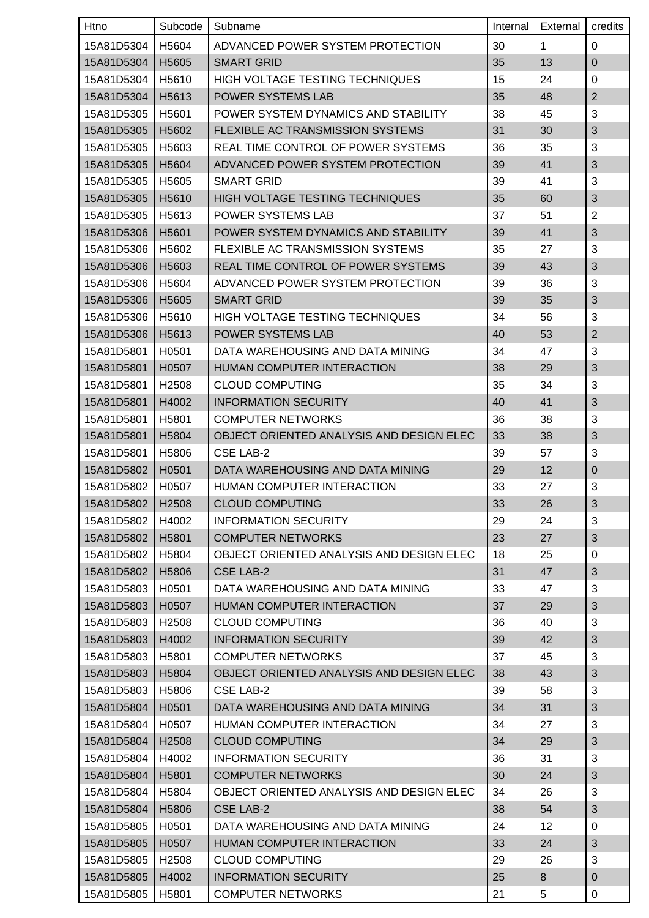| Htno | Subcode | Subname | Internal | External | credits |
| --- | --- | --- | --- | --- | --- |
| 15A81D5304 | H5604 | ADVANCED POWER SYSTEM PROTECTION | 30 | 1 | 0 |
| 15A81D5304 | H5605 | SMART GRID | 35 | 13 | 0 |
| 15A81D5304 | H5610 | HIGH VOLTAGE TESTING TECHNIQUES | 15 | 24 | 0 |
| 15A81D5304 | H5613 | POWER SYSTEMS LAB | 35 | 48 | 2 |
| 15A81D5305 | H5601 | POWER SYSTEM DYNAMICS AND STABILITY | 38 | 45 | 3 |
| 15A81D5305 | H5602 | FLEXIBLE AC TRANSMISSION SYSTEMS | 31 | 30 | 3 |
| 15A81D5305 | H5603 | REAL TIME CONTROL OF POWER SYSTEMS | 36 | 35 | 3 |
| 15A81D5305 | H5604 | ADVANCED POWER SYSTEM PROTECTION | 39 | 41 | 3 |
| 15A81D5305 | H5605 | SMART GRID | 39 | 41 | 3 |
| 15A81D5305 | H5610 | HIGH VOLTAGE TESTING TECHNIQUES | 35 | 60 | 3 |
| 15A81D5305 | H5613 | POWER SYSTEMS LAB | 37 | 51 | 2 |
| 15A81D5306 | H5601 | POWER SYSTEM DYNAMICS AND STABILITY | 39 | 41 | 3 |
| 15A81D5306 | H5602 | FLEXIBLE AC TRANSMISSION SYSTEMS | 35 | 27 | 3 |
| 15A81D5306 | H5603 | REAL TIME CONTROL OF POWER SYSTEMS | 39 | 43 | 3 |
| 15A81D5306 | H5604 | ADVANCED POWER SYSTEM PROTECTION | 39 | 36 | 3 |
| 15A81D5306 | H5605 | SMART GRID | 39 | 35 | 3 |
| 15A81D5306 | H5610 | HIGH VOLTAGE TESTING TECHNIQUES | 34 | 56 | 3 |
| 15A81D5306 | H5613 | POWER SYSTEMS LAB | 40 | 53 | 2 |
| 15A81D5801 | H0501 | DATA WAREHOUSING AND DATA MINING | 34 | 47 | 3 |
| 15A81D5801 | H0507 | HUMAN COMPUTER INTERACTION | 38 | 29 | 3 |
| 15A81D5801 | H2508 | CLOUD COMPUTING | 35 | 34 | 3 |
| 15A81D5801 | H4002 | INFORMATION SECURITY | 40 | 41 | 3 |
| 15A81D5801 | H5801 | COMPUTER NETWORKS | 36 | 38 | 3 |
| 15A81D5801 | H5804 | OBJECT ORIENTED ANALYSIS AND DESIGN ELEC | 33 | 38 | 3 |
| 15A81D5801 | H5806 | CSE LAB-2 | 39 | 57 | 3 |
| 15A81D5802 | H0501 | DATA WAREHOUSING AND DATA MINING | 29 | 12 | 0 |
| 15A81D5802 | H0507 | HUMAN COMPUTER INTERACTION | 33 | 27 | 3 |
| 15A81D5802 | H2508 | CLOUD COMPUTING | 33 | 26 | 3 |
| 15A81D5802 | H4002 | INFORMATION SECURITY | 29 | 24 | 3 |
| 15A81D5802 | H5801 | COMPUTER NETWORKS | 23 | 27 | 3 |
| 15A81D5802 | H5804 | OBJECT ORIENTED ANALYSIS AND DESIGN ELEC | 18 | 25 | 0 |
| 15A81D5802 | H5806 | CSE LAB-2 | 31 | 47 | 3 |
| 15A81D5803 | H0501 | DATA WAREHOUSING AND DATA MINING | 33 | 47 | 3 |
| 15A81D5803 | H0507 | HUMAN COMPUTER INTERACTION | 37 | 29 | 3 |
| 15A81D5803 | H2508 | CLOUD COMPUTING | 36 | 40 | 3 |
| 15A81D5803 | H4002 | INFORMATION SECURITY | 39 | 42 | 3 |
| 15A81D5803 | H5801 | COMPUTER NETWORKS | 37 | 45 | 3 |
| 15A81D5803 | H5804 | OBJECT ORIENTED ANALYSIS AND DESIGN ELEC | 38 | 43 | 3 |
| 15A81D5803 | H5806 | CSE LAB-2 | 39 | 58 | 3 |
| 15A81D5804 | H0501 | DATA WAREHOUSING AND DATA MINING | 34 | 31 | 3 |
| 15A81D5804 | H0507 | HUMAN COMPUTER INTERACTION | 34 | 27 | 3 |
| 15A81D5804 | H2508 | CLOUD COMPUTING | 34 | 29 | 3 |
| 15A81D5804 | H4002 | INFORMATION SECURITY | 36 | 31 | 3 |
| 15A81D5804 | H5801 | COMPUTER NETWORKS | 30 | 24 | 3 |
| 15A81D5804 | H5804 | OBJECT ORIENTED ANALYSIS AND DESIGN ELEC | 34 | 26 | 3 |
| 15A81D5804 | H5806 | CSE LAB-2 | 38 | 54 | 3 |
| 15A81D5805 | H0501 | DATA WAREHOUSING AND DATA MINING | 24 | 12 | 0 |
| 15A81D5805 | H0507 | HUMAN COMPUTER INTERACTION | 33 | 24 | 3 |
| 15A81D5805 | H2508 | CLOUD COMPUTING | 29 | 26 | 3 |
| 15A81D5805 | H4002 | INFORMATION SECURITY | 25 | 8 | 0 |
| 15A81D5805 | H5801 | COMPUTER NETWORKS | 21 | 5 | 0 |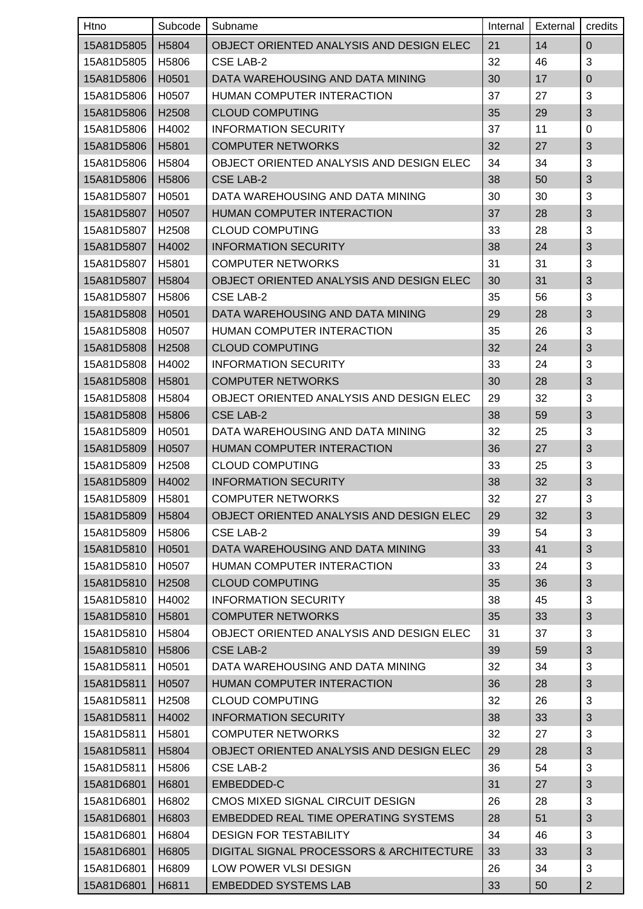| Htno | Subcode | Subname | Internal | External | credits |
|---|---|---|---|---|---|
| 15A81D5805 | H5804 | OBJECT ORIENTED ANALYSIS AND DESIGN ELEC | 21 | 14 | 0 |
| 15A81D5805 | H5806 | CSE LAB-2 | 32 | 46 | 3 |
| 15A81D5806 | H0501 | DATA WAREHOUSING AND DATA MINING | 30 | 17 | 0 |
| 15A81D5806 | H0507 | HUMAN COMPUTER INTERACTION | 37 | 27 | 3 |
| 15A81D5806 | H2508 | CLOUD COMPUTING | 35 | 29 | 3 |
| 15A81D5806 | H4002 | INFORMATION SECURITY | 37 | 11 | 0 |
| 15A81D5806 | H5801 | COMPUTER NETWORKS | 32 | 27 | 3 |
| 15A81D5806 | H5804 | OBJECT ORIENTED ANALYSIS AND DESIGN ELEC | 34 | 34 | 3 |
| 15A81D5806 | H5806 | CSE LAB-2 | 38 | 50 | 3 |
| 15A81D5807 | H0501 | DATA WAREHOUSING AND DATA MINING | 30 | 30 | 3 |
| 15A81D5807 | H0507 | HUMAN COMPUTER INTERACTION | 37 | 28 | 3 |
| 15A81D5807 | H2508 | CLOUD COMPUTING | 33 | 28 | 3 |
| 15A81D5807 | H4002 | INFORMATION SECURITY | 38 | 24 | 3 |
| 15A81D5807 | H5801 | COMPUTER NETWORKS | 31 | 31 | 3 |
| 15A81D5807 | H5804 | OBJECT ORIENTED ANALYSIS AND DESIGN ELEC | 30 | 31 | 3 |
| 15A81D5807 | H5806 | CSE LAB-2 | 35 | 56 | 3 |
| 15A81D5808 | H0501 | DATA WAREHOUSING AND DATA MINING | 29 | 28 | 3 |
| 15A81D5808 | H0507 | HUMAN COMPUTER INTERACTION | 35 | 26 | 3 |
| 15A81D5808 | H2508 | CLOUD COMPUTING | 32 | 24 | 3 |
| 15A81D5808 | H4002 | INFORMATION SECURITY | 33 | 24 | 3 |
| 15A81D5808 | H5801 | COMPUTER NETWORKS | 30 | 28 | 3 |
| 15A81D5808 | H5804 | OBJECT ORIENTED ANALYSIS AND DESIGN ELEC | 29 | 32 | 3 |
| 15A81D5808 | H5806 | CSE LAB-2 | 38 | 59 | 3 |
| 15A81D5809 | H0501 | DATA WAREHOUSING AND DATA MINING | 32 | 25 | 3 |
| 15A81D5809 | H0507 | HUMAN COMPUTER INTERACTION | 36 | 27 | 3 |
| 15A81D5809 | H2508 | CLOUD COMPUTING | 33 | 25 | 3 |
| 15A81D5809 | H4002 | INFORMATION SECURITY | 38 | 32 | 3 |
| 15A81D5809 | H5801 | COMPUTER NETWORKS | 32 | 27 | 3 |
| 15A81D5809 | H5804 | OBJECT ORIENTED ANALYSIS AND DESIGN ELEC | 29 | 32 | 3 |
| 15A81D5809 | H5806 | CSE LAB-2 | 39 | 54 | 3 |
| 15A81D5810 | H0501 | DATA WAREHOUSING AND DATA MINING | 33 | 41 | 3 |
| 15A81D5810 | H0507 | HUMAN COMPUTER INTERACTION | 33 | 24 | 3 |
| 15A81D5810 | H2508 | CLOUD COMPUTING | 35 | 36 | 3 |
| 15A81D5810 | H4002 | INFORMATION SECURITY | 38 | 45 | 3 |
| 15A81D5810 | H5801 | COMPUTER NETWORKS | 35 | 33 | 3 |
| 15A81D5810 | H5804 | OBJECT ORIENTED ANALYSIS AND DESIGN ELEC | 31 | 37 | 3 |
| 15A81D5810 | H5806 | CSE LAB-2 | 39 | 59 | 3 |
| 15A81D5811 | H0501 | DATA WAREHOUSING AND DATA MINING | 32 | 34 | 3 |
| 15A81D5811 | H0507 | HUMAN COMPUTER INTERACTION | 36 | 28 | 3 |
| 15A81D5811 | H2508 | CLOUD COMPUTING | 32 | 26 | 3 |
| 15A81D5811 | H4002 | INFORMATION SECURITY | 38 | 33 | 3 |
| 15A81D5811 | H5801 | COMPUTER NETWORKS | 32 | 27 | 3 |
| 15A81D5811 | H5804 | OBJECT ORIENTED ANALYSIS AND DESIGN ELEC | 29 | 28 | 3 |
| 15A81D5811 | H5806 | CSE LAB-2 | 36 | 54 | 3 |
| 15A81D6801 | H6801 | EMBEDDED-C | 31 | 27 | 3 |
| 15A81D6801 | H6802 | CMOS MIXED SIGNAL CIRCUIT DESIGN | 26 | 28 | 3 |
| 15A81D6801 | H6803 | EMBEDDED REAL TIME OPERATING SYSTEMS | 28 | 51 | 3 |
| 15A81D6801 | H6804 | DESIGN FOR TESTABILITY | 34 | 46 | 3 |
| 15A81D6801 | H6805 | DIGITAL SIGNAL PROCESSORS & ARCHITECTURE | 33 | 33 | 3 |
| 15A81D6801 | H6809 | LOW POWER VLSI DESIGN | 26 | 34 | 3 |
| 15A81D6801 | H6811 | EMBEDDED SYSTEMS LAB | 33 | 50 | 2 |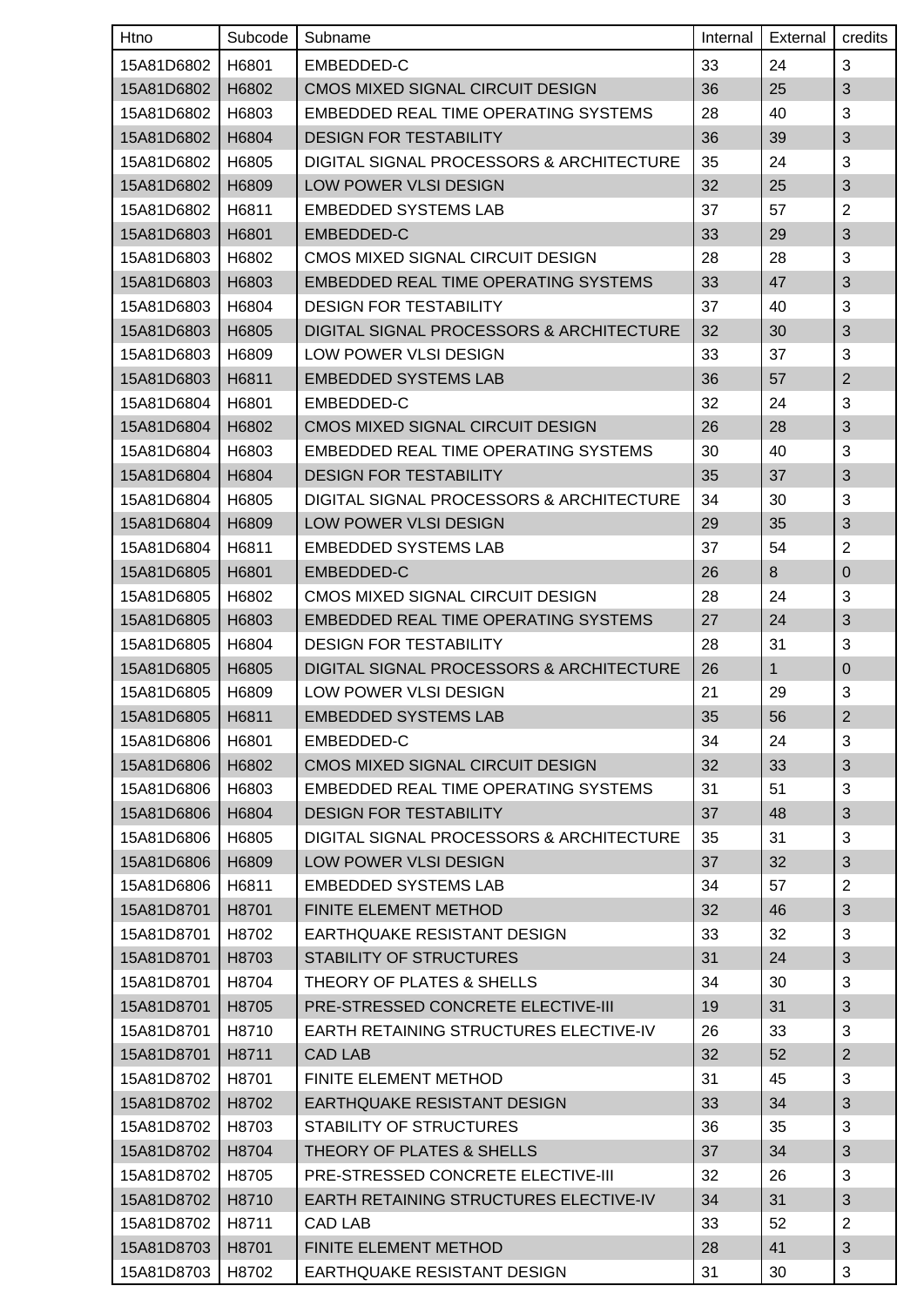| Htno | Subcode | Subname | Internal | External | credits |
|---|---|---|---|---|---|
| 15A81D6802 | H6801 | EMBEDDED-C | 33 | 24 | 3 |
| 15A81D6802 | H6802 | CMOS MIXED SIGNAL CIRCUIT DESIGN | 36 | 25 | 3 |
| 15A81D6802 | H6803 | EMBEDDED REAL TIME OPERATING SYSTEMS | 28 | 40 | 3 |
| 15A81D6802 | H6804 | DESIGN FOR TESTABILITY | 36 | 39 | 3 |
| 15A81D6802 | H6805 | DIGITAL SIGNAL PROCESSORS & ARCHITECTURE | 35 | 24 | 3 |
| 15A81D6802 | H6809 | LOW POWER VLSI DESIGN | 32 | 25 | 3 |
| 15A81D6802 | H6811 | EMBEDDED SYSTEMS LAB | 37 | 57 | 2 |
| 15A81D6803 | H6801 | EMBEDDED-C | 33 | 29 | 3 |
| 15A81D6803 | H6802 | CMOS MIXED SIGNAL CIRCUIT DESIGN | 28 | 28 | 3 |
| 15A81D6803 | H6803 | EMBEDDED REAL TIME OPERATING SYSTEMS | 33 | 47 | 3 |
| 15A81D6803 | H6804 | DESIGN FOR TESTABILITY | 37 | 40 | 3 |
| 15A81D6803 | H6805 | DIGITAL SIGNAL PROCESSORS & ARCHITECTURE | 32 | 30 | 3 |
| 15A81D6803 | H6809 | LOW POWER VLSI DESIGN | 33 | 37 | 3 |
| 15A81D6803 | H6811 | EMBEDDED SYSTEMS LAB | 36 | 57 | 2 |
| 15A81D6804 | H6801 | EMBEDDED-C | 32 | 24 | 3 |
| 15A81D6804 | H6802 | CMOS MIXED SIGNAL CIRCUIT DESIGN | 26 | 28 | 3 |
| 15A81D6804 | H6803 | EMBEDDED REAL TIME OPERATING SYSTEMS | 30 | 40 | 3 |
| 15A81D6804 | H6804 | DESIGN FOR TESTABILITY | 35 | 37 | 3 |
| 15A81D6804 | H6805 | DIGITAL SIGNAL PROCESSORS & ARCHITECTURE | 34 | 30 | 3 |
| 15A81D6804 | H6809 | LOW POWER VLSI DESIGN | 29 | 35 | 3 |
| 15A81D6804 | H6811 | EMBEDDED SYSTEMS LAB | 37 | 54 | 2 |
| 15A81D6805 | H6801 | EMBEDDED-C | 26 | 8 | 0 |
| 15A81D6805 | H6802 | CMOS MIXED SIGNAL CIRCUIT DESIGN | 28 | 24 | 3 |
| 15A81D6805 | H6803 | EMBEDDED REAL TIME OPERATING SYSTEMS | 27 | 24 | 3 |
| 15A81D6805 | H6804 | DESIGN FOR TESTABILITY | 28 | 31 | 3 |
| 15A81D6805 | H6805 | DIGITAL SIGNAL PROCESSORS & ARCHITECTURE | 26 | 1 | 0 |
| 15A81D6805 | H6809 | LOW POWER VLSI DESIGN | 21 | 29 | 3 |
| 15A81D6805 | H6811 | EMBEDDED SYSTEMS LAB | 35 | 56 | 2 |
| 15A81D6806 | H6801 | EMBEDDED-C | 34 | 24 | 3 |
| 15A81D6806 | H6802 | CMOS MIXED SIGNAL CIRCUIT DESIGN | 32 | 33 | 3 |
| 15A81D6806 | H6803 | EMBEDDED REAL TIME OPERATING SYSTEMS | 31 | 51 | 3 |
| 15A81D6806 | H6804 | DESIGN FOR TESTABILITY | 37 | 48 | 3 |
| 15A81D6806 | H6805 | DIGITAL SIGNAL PROCESSORS & ARCHITECTURE | 35 | 31 | 3 |
| 15A81D6806 | H6809 | LOW POWER VLSI DESIGN | 37 | 32 | 3 |
| 15A81D6806 | H6811 | EMBEDDED SYSTEMS LAB | 34 | 57 | 2 |
| 15A81D8701 | H8701 | FINITE ELEMENT METHOD | 32 | 46 | 3 |
| 15A81D8701 | H8702 | EARTHQUAKE RESISTANT DESIGN | 33 | 32 | 3 |
| 15A81D8701 | H8703 | STABILITY OF STRUCTURES | 31 | 24 | 3 |
| 15A81D8701 | H8704 | THEORY OF PLATES & SHELLS | 34 | 30 | 3 |
| 15A81D8701 | H8705 | PRE-STRESSED CONCRETE ELECTIVE-III | 19 | 31 | 3 |
| 15A81D8701 | H8710 | EARTH RETAINING STRUCTURES ELECTIVE-IV | 26 | 33 | 3 |
| 15A81D8701 | H8711 | CAD LAB | 32 | 52 | 2 |
| 15A81D8702 | H8701 | FINITE ELEMENT METHOD | 31 | 45 | 3 |
| 15A81D8702 | H8702 | EARTHQUAKE RESISTANT DESIGN | 33 | 34 | 3 |
| 15A81D8702 | H8703 | STABILITY OF STRUCTURES | 36 | 35 | 3 |
| 15A81D8702 | H8704 | THEORY OF PLATES & SHELLS | 37 | 34 | 3 |
| 15A81D8702 | H8705 | PRE-STRESSED CONCRETE ELECTIVE-III | 32 | 26 | 3 |
| 15A81D8702 | H8710 | EARTH RETAINING STRUCTURES ELECTIVE-IV | 34 | 31 | 3 |
| 15A81D8702 | H8711 | CAD LAB | 33 | 52 | 2 |
| 15A81D8703 | H8701 | FINITE ELEMENT METHOD | 28 | 41 | 3 |
| 15A81D8703 | H8702 | EARTHQUAKE RESISTANT DESIGN | 31 | 30 | 3 |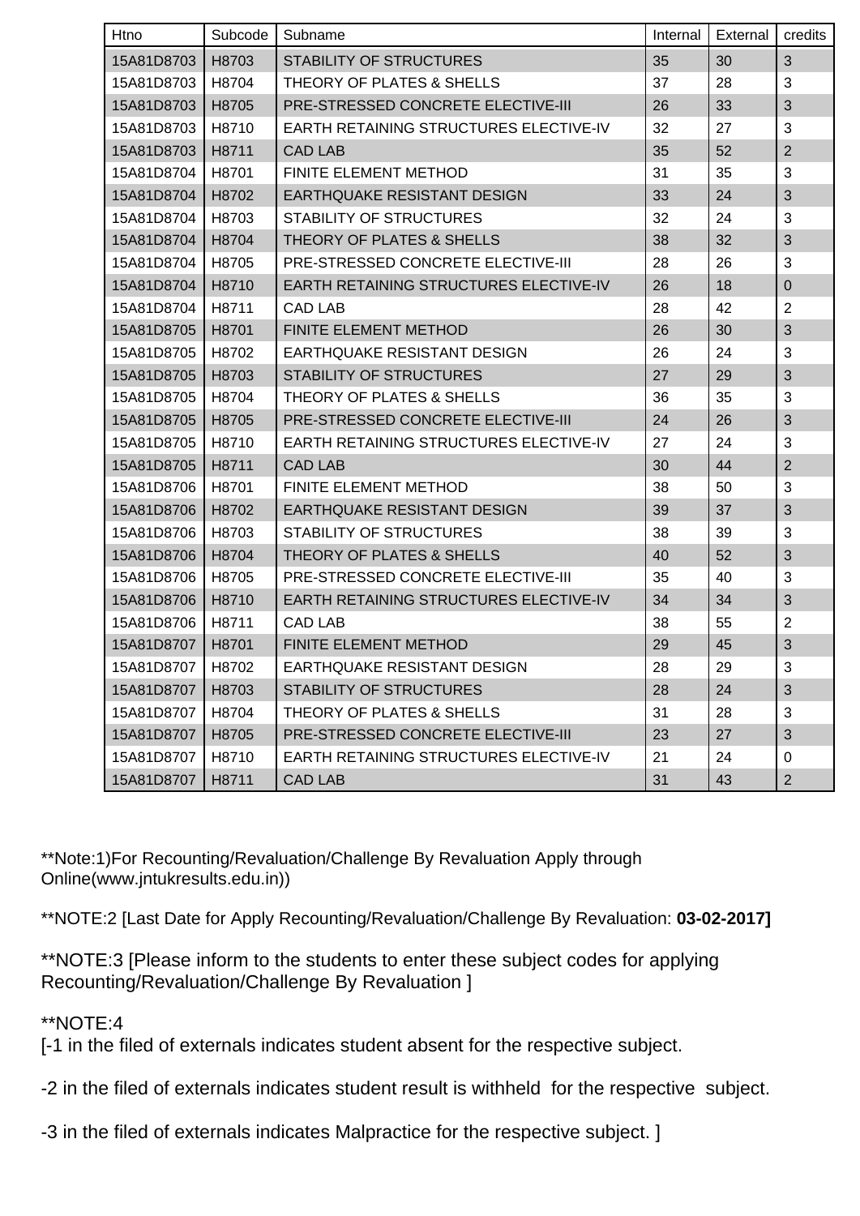| Htno | Subcode | Subname | Internal | External | credits |
|---|---|---|---|---|---|
| 15A81D8703 | H8703 | STABILITY OF STRUCTURES | 35 | 30 | 3 |
| 15A81D8703 | H8704 | THEORY OF PLATES & SHELLS | 37 | 28 | 3 |
| 15A81D8703 | H8705 | PRE-STRESSED CONCRETE ELECTIVE-III | 26 | 33 | 3 |
| 15A81D8703 | H8710 | EARTH RETAINING STRUCTURES ELECTIVE-IV | 32 | 27 | 3 |
| 15A81D8703 | H8711 | CAD LAB | 35 | 52 | 2 |
| 15A81D8704 | H8701 | FINITE ELEMENT METHOD | 31 | 35 | 3 |
| 15A81D8704 | H8702 | EARTHQUAKE RESISTANT DESIGN | 33 | 24 | 3 |
| 15A81D8704 | H8703 | STABILITY OF STRUCTURES | 32 | 24 | 3 |
| 15A81D8704 | H8704 | THEORY OF PLATES & SHELLS | 38 | 32 | 3 |
| 15A81D8704 | H8705 | PRE-STRESSED CONCRETE ELECTIVE-III | 28 | 26 | 3 |
| 15A81D8704 | H8710 | EARTH RETAINING STRUCTURES ELECTIVE-IV | 26 | 18 | 0 |
| 15A81D8704 | H8711 | CAD LAB | 28 | 42 | 2 |
| 15A81D8705 | H8701 | FINITE ELEMENT METHOD | 26 | 30 | 3 |
| 15A81D8705 | H8702 | EARTHQUAKE RESISTANT DESIGN | 26 | 24 | 3 |
| 15A81D8705 | H8703 | STABILITY OF STRUCTURES | 27 | 29 | 3 |
| 15A81D8705 | H8704 | THEORY OF PLATES & SHELLS | 36 | 35 | 3 |
| 15A81D8705 | H8705 | PRE-STRESSED CONCRETE ELECTIVE-III | 24 | 26 | 3 |
| 15A81D8705 | H8710 | EARTH RETAINING STRUCTURES ELECTIVE-IV | 27 | 24 | 3 |
| 15A81D8705 | H8711 | CAD LAB | 30 | 44 | 2 |
| 15A81D8706 | H8701 | FINITE ELEMENT METHOD | 38 | 50 | 3 |
| 15A81D8706 | H8702 | EARTHQUAKE RESISTANT DESIGN | 39 | 37 | 3 |
| 15A81D8706 | H8703 | STABILITY OF STRUCTURES | 38 | 39 | 3 |
| 15A81D8706 | H8704 | THEORY OF PLATES & SHELLS | 40 | 52 | 3 |
| 15A81D8706 | H8705 | PRE-STRESSED CONCRETE ELECTIVE-III | 35 | 40 | 3 |
| 15A81D8706 | H8710 | EARTH RETAINING STRUCTURES ELECTIVE-IV | 34 | 34 | 3 |
| 15A81D8706 | H8711 | CAD LAB | 38 | 55 | 2 |
| 15A81D8707 | H8701 | FINITE ELEMENT METHOD | 29 | 45 | 3 |
| 15A81D8707 | H8702 | EARTHQUAKE RESISTANT DESIGN | 28 | 29 | 3 |
| 15A81D8707 | H8703 | STABILITY OF STRUCTURES | 28 | 24 | 3 |
| 15A81D8707 | H8704 | THEORY OF PLATES & SHELLS | 31 | 28 | 3 |
| 15A81D8707 | H8705 | PRE-STRESSED CONCRETE ELECTIVE-III | 23 | 27 | 3 |
| 15A81D8707 | H8710 | EARTH RETAINING STRUCTURES ELECTIVE-IV | 21 | 24 | 0 |
| 15A81D8707 | H8711 | CAD LAB | 31 | 43 | 2 |

**Note:1)For Recounting/Revaluation/Challenge By Revaluation Apply through Online(www.jntukresults.edu.in))

**NOTE:2 [Last Date for Apply Recounting/Revaluation/Challenge By Revaluation: **03-02-2017]**

**NOTE:3 [Please inform to the students to enter these subject codes for applying Recounting/Revaluation/Challenge By Revaluation ]

**NOTE:4
[-1 in the filed of externals indicates student absent for the respective subject.

-2 in the filed of externals indicates student result is withheld for the respective subject.

-3 in the filed of externals indicates Malpractice for the respective subject. ]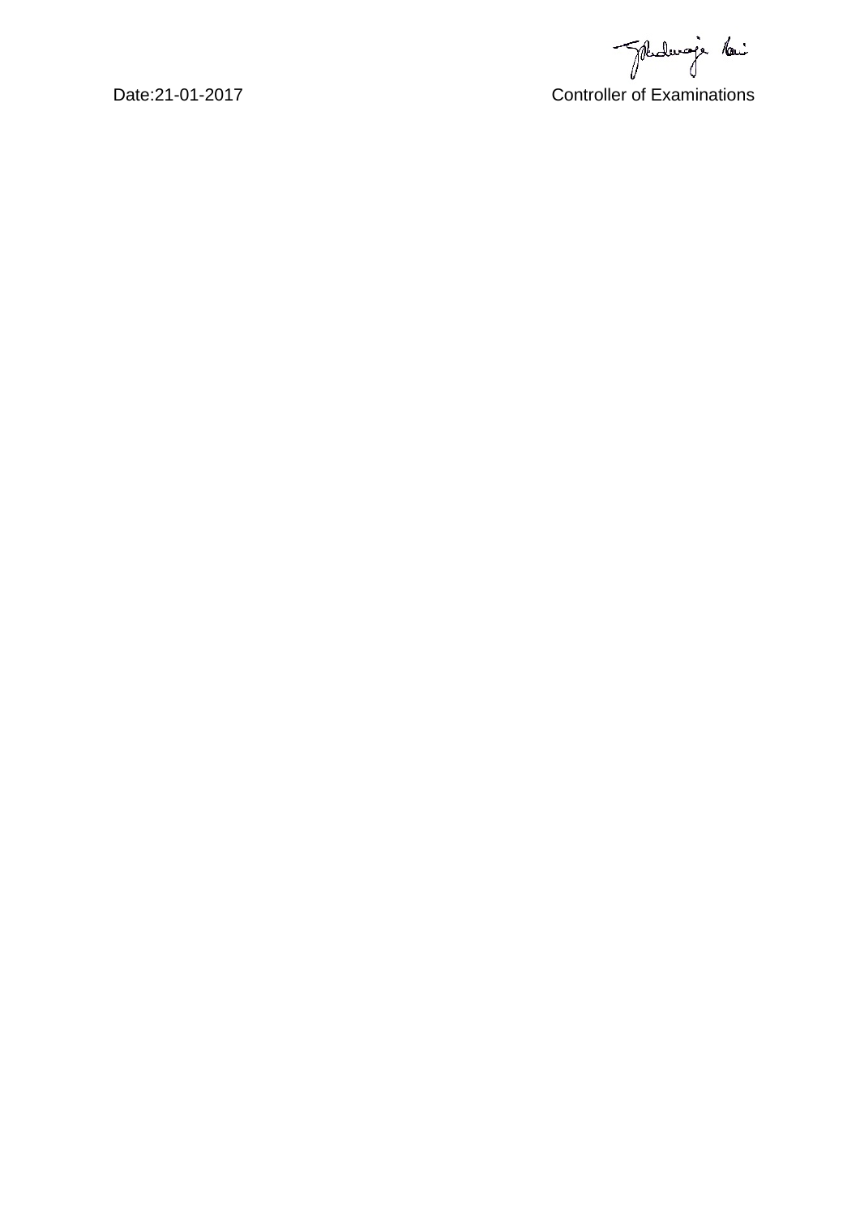Date:21-01-2017

Controller of Examinations